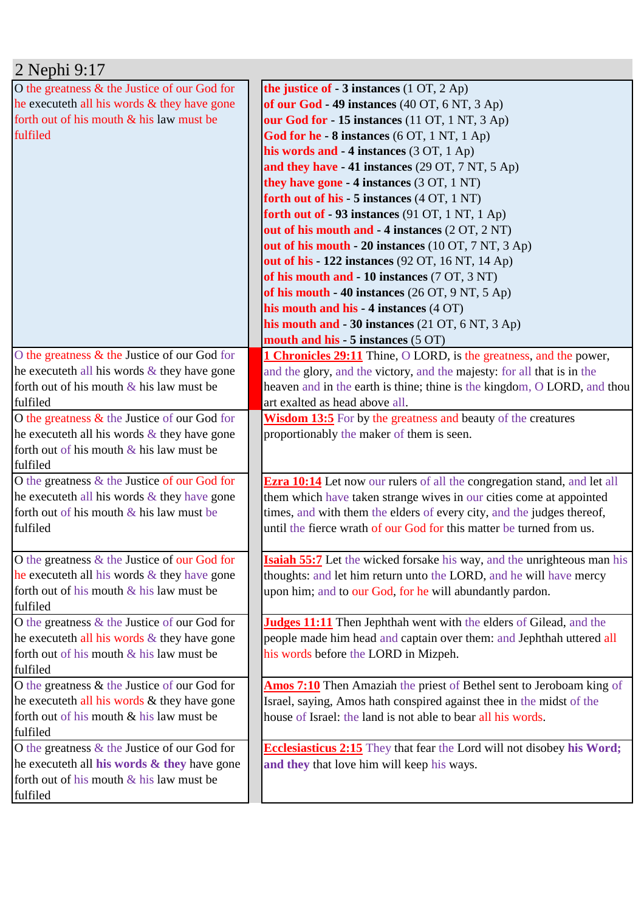# 2 Nephi 9:17

| | |
|---|---|
| O the greatness & the Justice of our God for he executeth all his words & they have gone forth out of his mouth & his law must be fulfiled | **the justice of - 3 instances** (1 OT, 2 Ap)<br>**of our God - 49 instances** (40 OT, 6 NT, 3 Ap)<br>**our God for - 15 instances** (11 OT, 1 NT, 3 Ap)<br>**God for he - 8 instances** (6 OT, 1 NT, 1 Ap)<br>**his words and - 4 instances** (3 OT, 1 Ap)<br>**and they have - 41 instances** (29 OT, 7 NT, 5 Ap)<br>**they have gone - 4 instances** (3 OT, 1 NT)<br>**forth out of his - 5 instances** (4 OT, 1 NT)<br>**forth out of - 93 instances** (91 OT, 1 NT, 1 Ap)<br>**out of his mouth and - 4 instances** (2 OT, 2 NT)<br>**out of his mouth - 20 instances** (10 OT, 7 NT, 3 Ap)<br>**out of his - 122 instances** (92 OT, 16 NT, 14 Ap)<br>**of his mouth and - 10 instances** (7 OT, 3 NT)<br>**of his mouth - 40 instances** (26 OT, 9 NT, 5 Ap)<br>**his mouth and his - 4 instances** (4 OT)<br>**his mouth and - 30 instances** (21 OT, 6 NT, 3 Ap)<br>**mouth and his - 5 instances** (5 OT) |
| O the greatness & the Justice of our God for he executeth all his words & they have gone forth out of his mouth & his law must be fulfiled | **1 Chronicles 29:11** Thine, O LORD, is the greatness, and the power, and the glory, and the victory, and the majesty: for all that is in the heaven and in the earth is thine; thine is the kingdom, O LORD, and thou art exalted as head above all. |
| O the greatness & the Justice of our God for he executeth all his words & they have gone forth out of his mouth & his law must be fulfiled | **Wisdom 13:5** For by the greatness and beauty of the creatures proportionably the maker of them is seen. |
| O the greatness & the Justice of our God for he executeth all his words & they have gone forth out of his mouth & his law must be fulfiled | **Ezra 10:14** Let now our rulers of all the congregation stand, and let all them which have taken strange wives in our cities come at appointed times, and with them the elders of every city, and the judges thereof, until the fierce wrath of our God for this matter be turned from us. |
| O the greatness & the Justice of our God for he executeth all his words & they have gone forth out of his mouth & his law must be fulfiled | **Isaiah 55:7** Let the wicked forsake his way, and the unrighteous man his thoughts: and let him return unto the LORD, and he will have mercy upon him; and to our God, for he will abundantly pardon. |
| O the greatness & the Justice of our God for he executeth all his words & they have gone forth out of his mouth & his law must be fulfiled | **Judges 11:11** Then Jephthah went with the elders of Gilead, and the people made him head and captain over them: and Jephthah uttered all his words before the LORD in Mizpeh. |
| O the greatness & the Justice of our God for he executeth all his words & they have gone forth out of his mouth & his law must be fulfiled | **Amos 7:10** Then Amaziah the priest of Bethel sent to Jeroboam king of Israel, saying, Amos hath conspired against thee in the midst of the house of Israel: the land is not able to bear all his words. |
| O the greatness & the Justice of our God for he executeth all **his words & they** have gone forth out of his mouth & his law must be fulfiled | **Ecclesiasticus 2:15** They that fear the Lord will not disobey **his Word; and they** that love him will keep his ways. |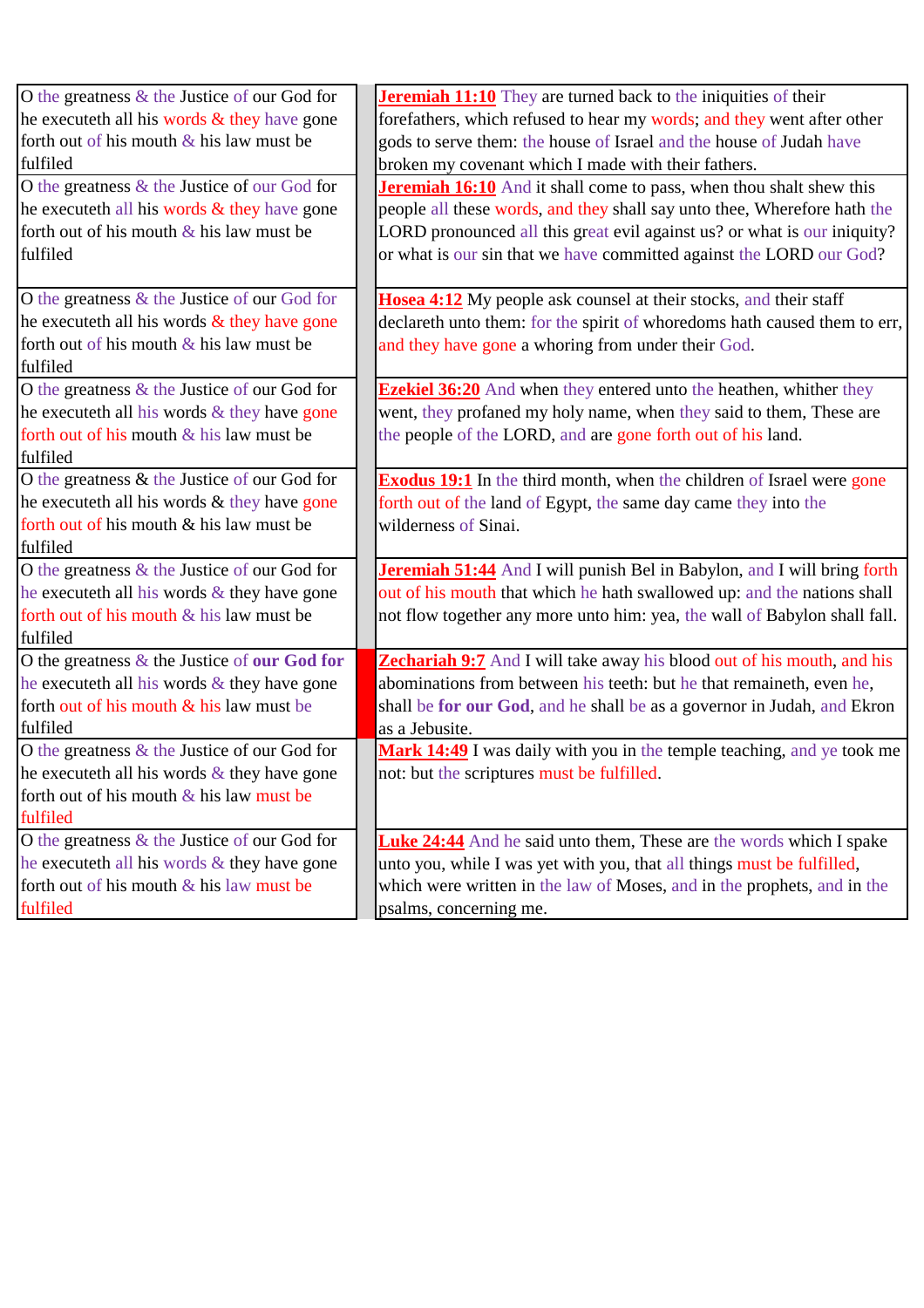| | | |
|---|---|---|
| O the greatness & the Justice of our God for he executeth all his words & they have gone forth out of his mouth & his law must be fulfiled | | **Jeremiah 11:10** They are turned back to the iniquities of their forefathers, which refused to hear my words; and they went after other gods to serve them: the house of Israel and the house of Judah have broken my covenant which I made with their fathers. |
| O the greatness & the Justice of our God for he executeth all his words & they have gone forth out of his mouth & his law must be fulfiled | | **Jeremiah 16:10** And it shall come to pass, when thou shalt shew this people all these words, and they shall say unto thee, Wherefore hath the LORD pronounced all this great evil against us? or what is our iniquity? or what is our sin that we have committed against the LORD our God? |
| O the greatness & the Justice of our God for he executeth all his words & they have gone forth out of his mouth & his law must be fulfiled | | **Hosea 4:12** My people ask counsel at their stocks, and their staff declareth unto them: for the spirit of whoredoms hath caused them to err, and they have gone a whoring from under their God. |
| O the greatness & the Justice of our God for he executeth all his words & they have gone forth out of his mouth & his law must be fulfiled | | **Ezekiel 36:20** And when they entered unto the heathen, whither they went, they profaned my holy name, when they said to them, These are the people of the LORD, and are gone forth out of his land. |
| O the greatness & the Justice of our God for he executeth all his words & they have gone forth out of his mouth & his law must be fulfiled | | **Exodus 19:1** In the third month, when the children of Israel were gone forth out of the land of Egypt, the same day came they into the wilderness of Sinai. |
| O the greatness & the Justice of our God for he executeth all his words & they have gone forth out of his mouth & his law must be fulfiled | | **Jeremiah 51:44** And I will punish Bel in Babylon, and I will bring forth out of his mouth that which he hath swallowed up: and the nations shall not flow together any more unto him: yea, the wall of Babylon shall fall. |
| O the greatness & the Justice of **our God for** he executeth all his words & they have gone forth out of his mouth & his law must be fulfiled | | **Zechariah 9:7** And I will take away his blood out of his mouth, and his abominations from between his teeth: but he that remaineth, even he, shall be **for our God**, and he shall be as a governor in Judah, and Ekron as a Jebusite. |
| O the greatness & the Justice of our God for he executeth all his words & they have gone forth out of his mouth & his law must be fulfiled | | **Mark 14:49** I was daily with you in the temple teaching, and ye took me not: but the scriptures must be fulfilled. |
| O the greatness & the Justice of our God for he executeth all his words & they have gone forth out of his mouth & his law must be fulfiled | | **Luke 24:44** And he said unto them, These are the words which I spake unto you, while I was yet with you, that all things must be fulfilled, which were written in the law of Moses, and in the prophets, and in the psalms, concerning me. |